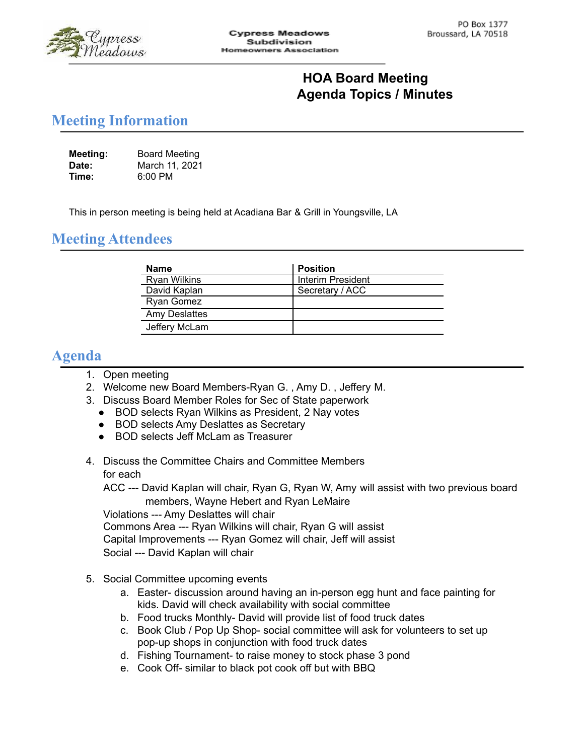Cypress Meadows

Cypress Meadows Subdivision Homeowners Association

PO Box 1377
Broussard, LA 70518

# HOA Board Meeting
# Agenda Topics / Minutes

## Meeting Information

**Meeting:** Board Meeting
**Date:** March 11, 2021
**Time:** 6:00 PM

This in person meeting is being held at Acadiana Bar & Grill in Youngsville, LA

## Meeting Attendees

| Name | Position |
|---|---|
| Ryan Wilkins | Interim President |
| David Kaplan | Secretary / ACC |
| Ryan Gomez | |
| Amy Deslattes | |
| Jeffery McLam | |

## Agenda

1. Open meeting
2. Welcome new Board Members-Ryan G. , Amy D. , Jeffery M.
3. Discuss Board Member Roles for Sec of State paperwork
   - BOD selects Ryan Wilkins as President, 2 Nay votes
   - BOD selects Amy Deslattes as Secretary
   - BOD selects Jeff McLam as Treasurer

4. Discuss the Committee Chairs and Committee Members for each
   ACC --- David Kaplan will chair, Ryan G, Ryan W, Amy will assist with two previous board members, Wayne Hebert and Ryan LeMaire
   Violations --- Amy Deslattes will chair
   Commons Area --- Ryan Wilkins will chair, Ryan G will assist
   Capital Improvements --- Ryan Gomez will chair, Jeff will assist
   Social --- David Kaplan will chair

5. Social Committee upcoming events
   a. Easter- discussion around having an in-person egg hunt and face painting for kids. David will check availability with social committee
   b. Food trucks Monthly- David will provide list of food truck dates
   c. Book Club / Pop Up Shop- social committee will ask for volunteers to set up pop-up shops in conjunction with food truck dates
   d. Fishing Tournament- to raise money to stock phase 3 pond
   e. Cook Off- similar to black pot cook off but with BBQ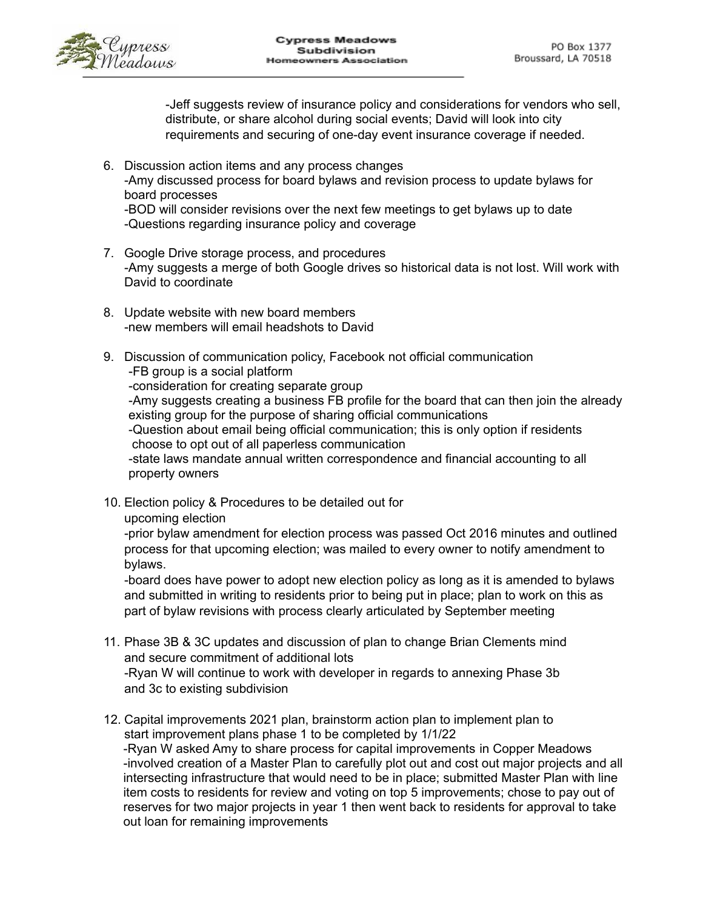-Jeff suggests review of insurance policy and considerations for vendors who sell, distribute, or share alcohol during social events; David will look into city requirements and securing of one-day event insurance coverage if needed.

6. Discussion action items and any process changes
   -Amy discussed process for board bylaws and revision process to update bylaws for board processes
   -BOD will consider revisions over the next few meetings to get bylaws up to date
   -Questions regarding insurance policy and coverage

7. Google Drive storage process, and procedures
   -Amy suggests a merge of both Google drives so historical data is not lost. Will work with David to coordinate

8. Update website with new board members
   -new members will email headshots to David

9. Discussion of communication policy, Facebook not official communication
   -FB group is a social platform
   -consideration for creating separate group
   -Amy suggests creating a business FB profile for the board that can then join the already existing group for the purpose of sharing official communications
   -Question about email being official communication; this is only option if residents choose to opt out of all paperless communication
   -state laws mandate annual written correspondence and financial accounting to all property owners

10. Election policy & Procedures to be detailed out for upcoming election
    -prior bylaw amendment for election process was passed Oct 2016 minutes and outlined process for that upcoming election; was mailed to every owner to notify amendment to bylaws.
    -board does have power to adopt new election policy as long as it is amended to bylaws and submitted in writing to residents prior to being put in place; plan to work on this as part of bylaw revisions with process clearly articulated by September meeting

11. Phase 3B & 3C updates and discussion of plan to change Brian Clements mind and secure commitment of additional lots
    -Ryan W will continue to work with developer in regards to annexing Phase 3b and 3c to existing subdivision

12. Capital improvements 2021 plan, brainstorm action plan to implement plan to start improvement plans phase 1 to be completed by 1/1/22
    -Ryan W asked Amy to share process for capital improvements in Copper Meadows
    -involved creation of a Master Plan to carefully plot out and cost out major projects and all intersecting infrastructure that would need to be in place; submitted Master Plan with line item costs to residents for review and voting on top 5 improvements; chose to pay out of reserves for two major projects in year 1 then went back to residents for approval to take out loan for remaining improvements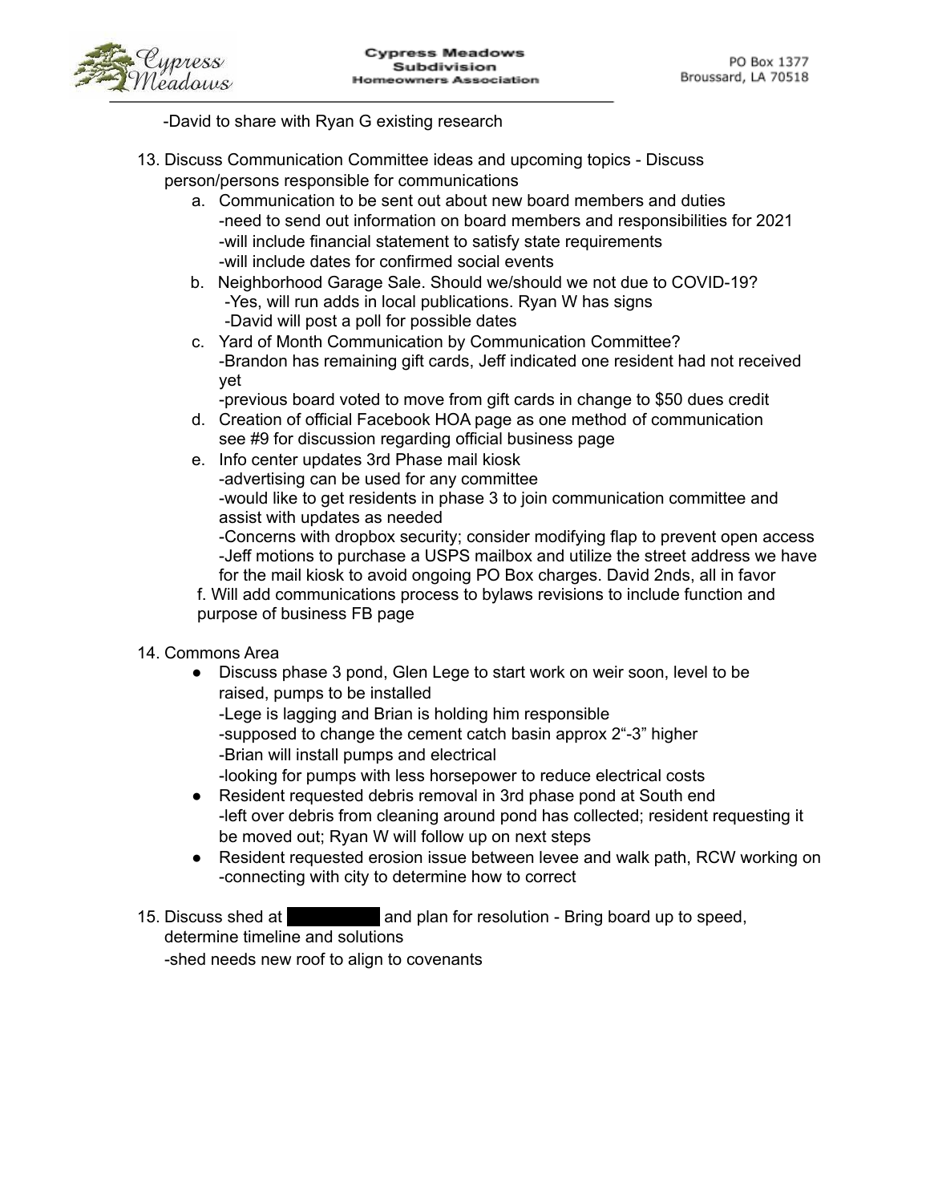-David to share with Ryan G existing research

13. Discuss Communication Committee ideas and upcoming topics - Discuss person/persons responsible for communications
    a. Communication to be sent out about new board members and duties
       -need to send out information on board members and responsibilities for 2021
       -will include financial statement to satisfy state requirements
       -will include dates for confirmed social events
    b. Neighborhood Garage Sale. Should we/should we not due to COVID-19?
       -Yes, will run adds in local publications. Ryan W has signs
       -David will post a poll for possible dates
    c. Yard of Month Communication by Communication Committee?
       -Brandon has remaining gift cards, Jeff indicated one resident had not received yet
       -previous board voted to move from gift cards in change to $50 dues credit
    d. Creation of official Facebook HOA page as one method of communication
       see #9 for discussion regarding official business page
    e. Info center updates 3rd Phase mail kiosk
       -advertising can be used for any committee
       -would like to get residents in phase 3 to join communication committee and assist with updates as needed
       -Concerns with dropbox security; consider modifying flap to prevent open access
       -Jeff motions to purchase a USPS mailbox and utilize the street address we have for the mail kiosk to avoid ongoing PO Box charges. David 2nds, all in favor
    f. Will add communications process to bylaws revisions to include function and purpose of business FB page

14. Commons Area
    - Discuss phase 3 pond, Glen Lege to start work on weir soon, level to be raised, pumps to be installed
      -Lege is lagging and Brian is holding him responsible
      -supposed to change the cement catch basin approx 2"-3" higher
      -Brian will install pumps and electrical
      -looking for pumps with less horsepower to reduce electrical costs
    - Resident requested debris removal in 3rd phase pond at South end
      -left over debris from cleaning around pond has collected; resident requesting it be moved out; Ryan W will follow up on next steps
    - Resident requested erosion issue between levee and walk path, RCW working on
      -connecting with city to determine how to correct

15. Discuss shed at [REDACTED] and plan for resolution - Bring board up to speed, determine timeline and solutions
    -shed needs new roof to align to covenants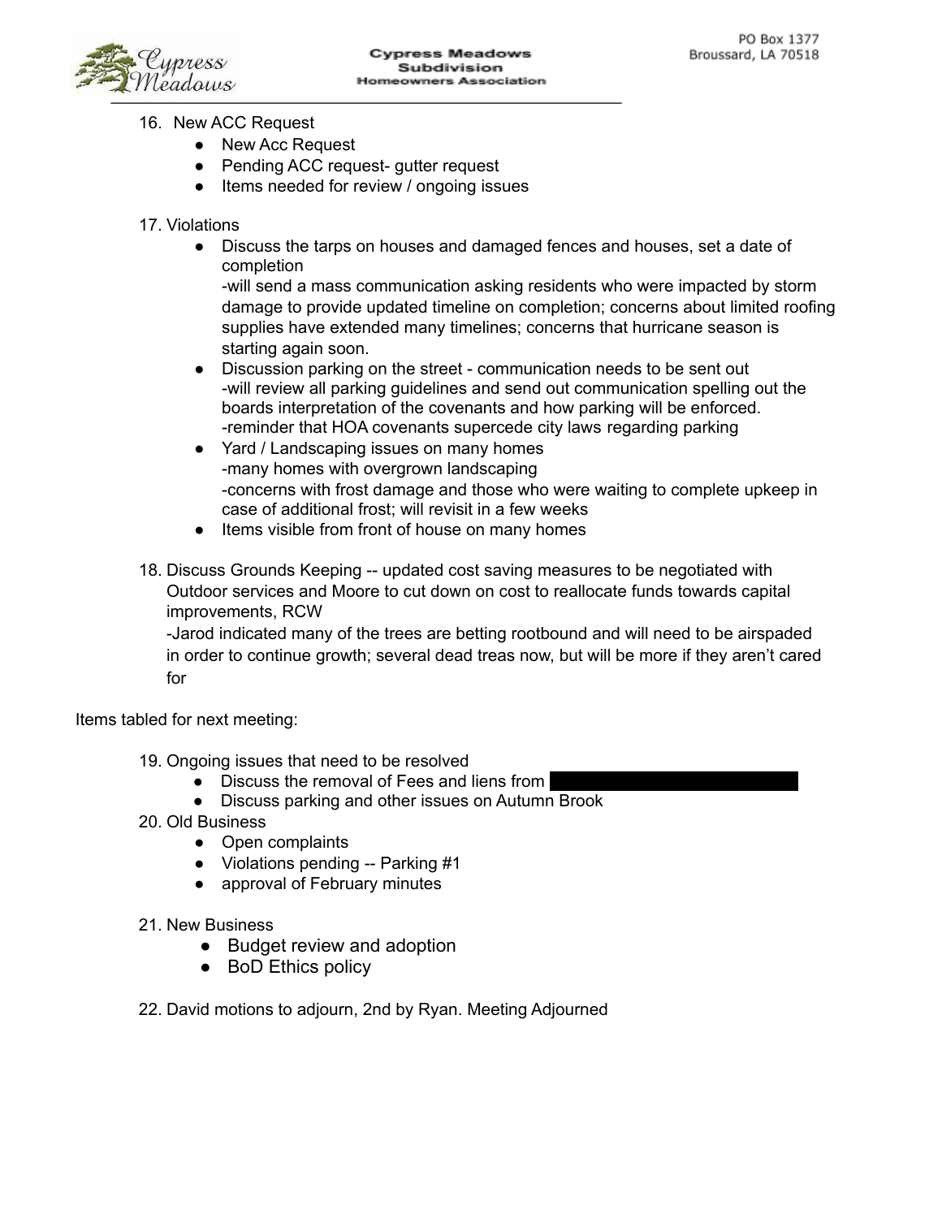16. New ACC Request
    - New Acc Request
    - Pending ACC request- gutter request
    - Items needed for review / ongoing issues

17. Violations
    - Discuss the tarps on houses and damaged fences and houses, set a date of completion
      -will send a mass communication asking residents who were impacted by storm damage to provide updated timeline on completion; concerns about limited roofing supplies have extended many timelines; concerns that hurricane season is starting again soon.
    - Discussion parking on the street - communication needs to be sent out
      -will review all parking guidelines and send out communication spelling out the boards interpretation of the covenants and how parking will be enforced.
      -reminder that HOA covenants supercede city laws regarding parking
    - Yard / Landscaping issues on many homes
      -many homes with overgrown landscaping
      -concerns with frost damage and those who were waiting to complete upkeep in case of additional frost; will revisit in a few weeks
    - Items visible from front of house on many homes

18. Discuss Grounds Keeping -- updated cost saving measures to be negotiated with Outdoor services and Moore to cut down on cost to reallocate funds towards capital improvements, RCW
    -Jarod indicated many of the trees are betting rootbound and will need to be airspaded in order to continue growth; several dead treas now, but will be more if they aren't cared for

Items tabled for next meeting:

19. Ongoing issues that need to be resolved
    - Discuss the removal of Fees and liens from [REDACTED]
    - Discuss parking and other issues on Autumn Brook
20. Old Business
    - Open complaints
    - Violations pending -- Parking #1
    - approval of February minutes

21. New Business
    - Budget review and adoption
    - BoD Ethics policy

22. David motions to adjourn, 2nd by Ryan. Meeting Adjourned